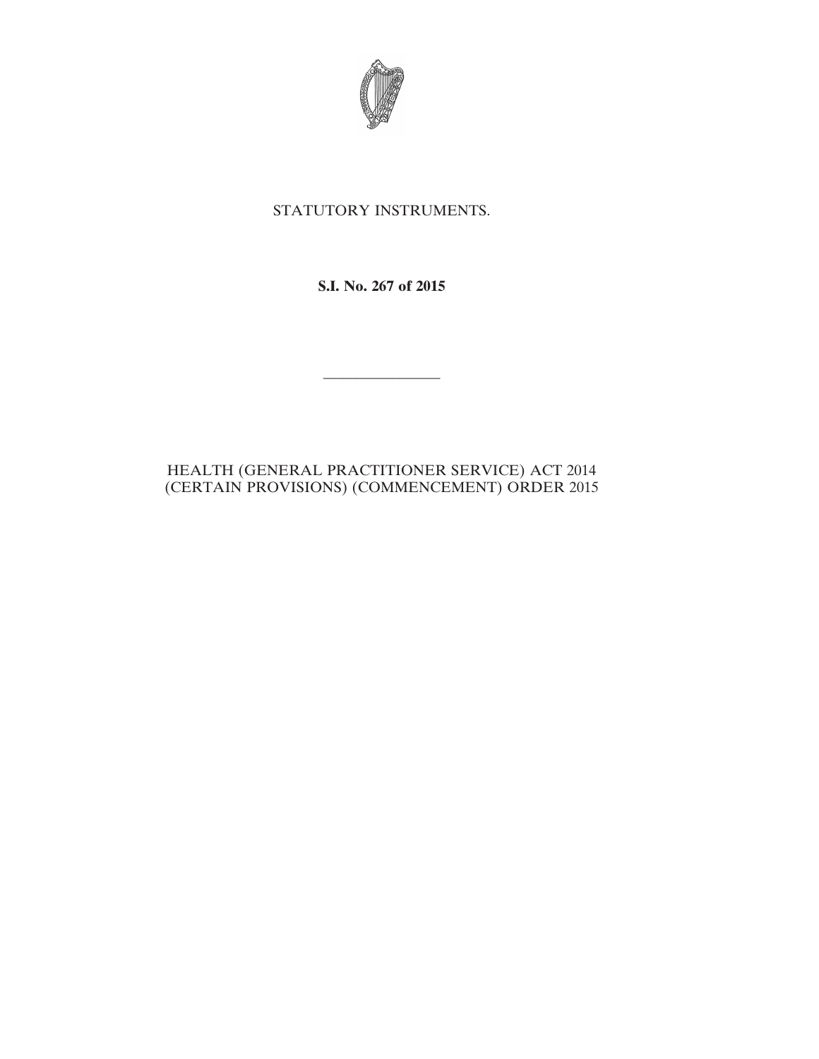STATUTORY INSTRUMENTS.

**S.I. No. 267 of 2015**

---

HEALTH (GENERAL PRACTITIONER SERVICE) ACT 2014 (CERTAIN PROVISIONS) (COMMENCEMENT) ORDER 2015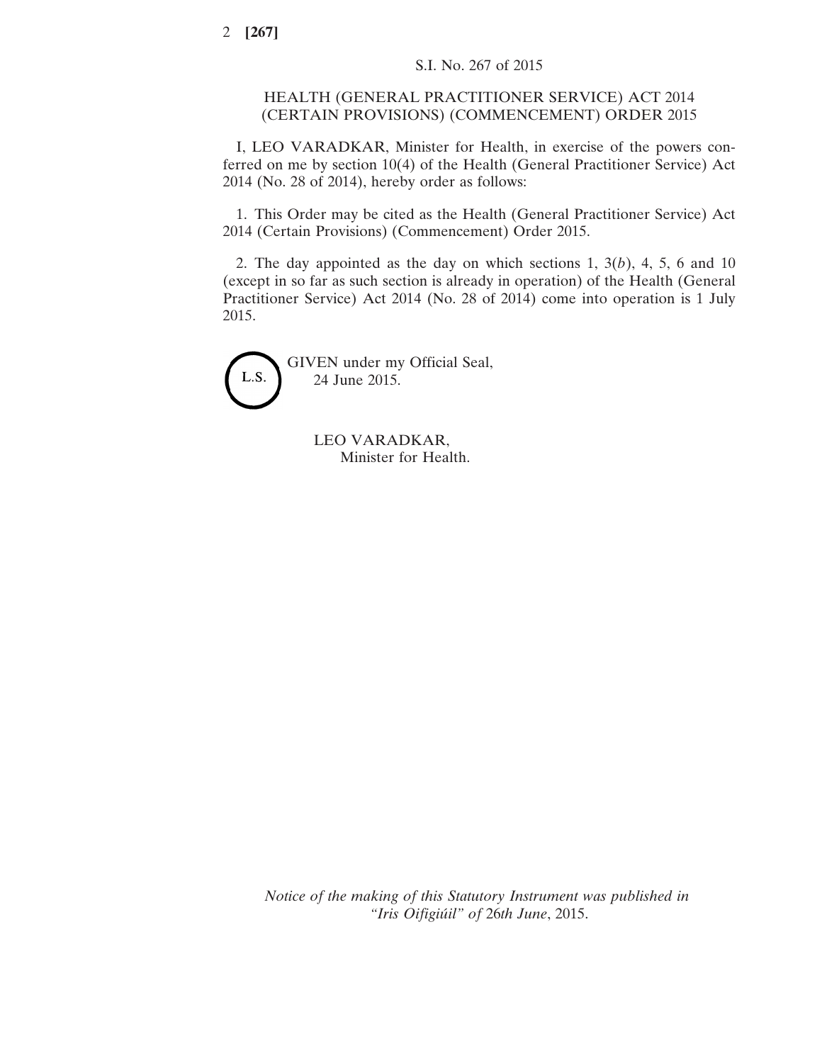S.I. No. 267 of 2015

HEALTH (GENERAL PRACTITIONER SERVICE) ACT 2014 (CERTAIN PROVISIONS) (COMMENCEMENT) ORDER 2015

I, LEO VARADKAR, Minister for Health, in exercise of the powers conferred on me by section 10(4) of the Health (General Practitioner Service) Act 2014 (No. 28 of 2014), hereby order as follows:

1. This Order may be cited as the Health (General Practitioner Service) Act 2014 (Certain Provisions) (Commencement) Order 2015.

2. The day appointed as the day on which sections 1, 3(*b*), 4, 5, 6 and 10 (except in so far as such section is already in operation) of the Health (General Practitioner Service) Act 2014 (No. 28 of 2014) come into operation is 1 July 2015.

L.S.

GIVEN under my Official Seal,
24 June 2015.

LEO VARADKAR,
Minister for Health.

*Notice of the making of this Statutory Instrument was published in "Iris Oifigiúil" of* 26*th June*, 2015.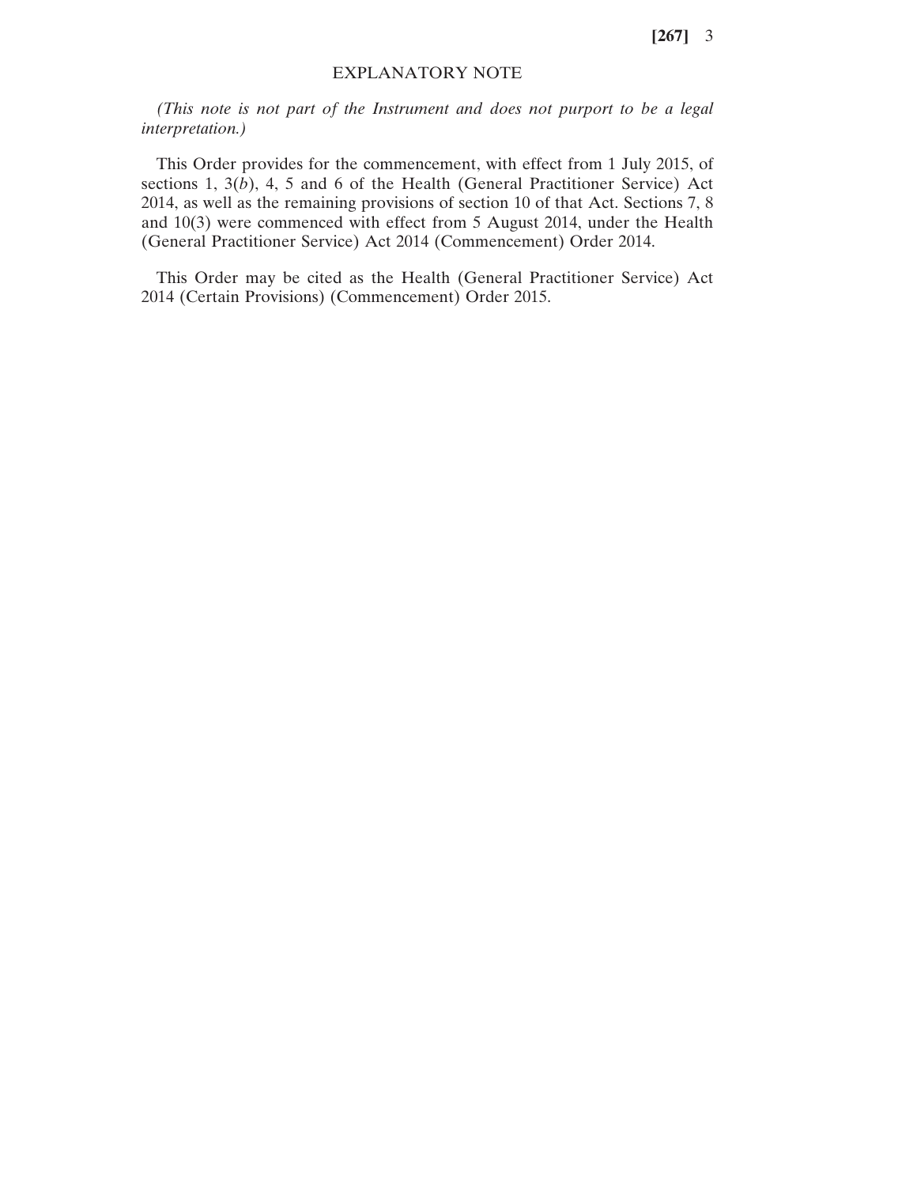## EXPLANATORY NOTE

*(This note is not part of the Instrument and does not purport to be a legal interpretation.)*

This Order provides for the commencement, with effect from 1 July 2015, of sections 1, 3(*b*), 4, 5 and 6 of the Health (General Practitioner Service) Act 2014, as well as the remaining provisions of section 10 of that Act. Sections 7, 8 and 10(3) were commenced with effect from 5 August 2014, under the Health (General Practitioner Service) Act 2014 (Commencement) Order 2014.

This Order may be cited as the Health (General Practitioner Service) Act 2014 (Certain Provisions) (Commencement) Order 2015.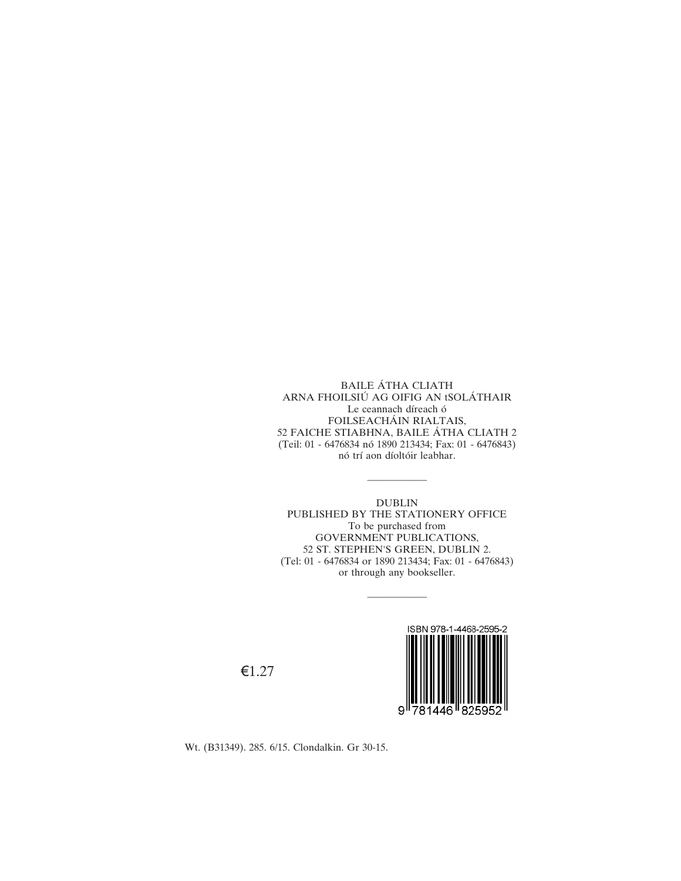BAILE ÁTHA CLIATH
ARNA FHOILSIÚ AG OIFIG AN tSOLÁTHAIR
Le ceannach díreach ó
FOILSEACHÁIN RIALTAIS,
52 FAICHE STIABHNA, BAILE ÁTHA CLIATH 2
(Teil: 01 - 6476834 nó 1890 213434; Fax: 01 - 6476843)
nó trí aon díoltóir leabhar.

---

DUBLIN
PUBLISHED BY THE STATIONERY OFFICE
To be purchased from
GOVERNMENT PUBLICATIONS,
52 ST. STEPHEN'S GREEN, DUBLIN 2.
(Tel: 01 - 6476834 or 1890 213434; Fax: 01 - 6476843)
or through any bookseller.

---

ISBN 978-1-4468-2595-2

9 781446 825952

€1.27

Wt. (B31349). 285. 6/15. Clondalkin. Gr 30-15.